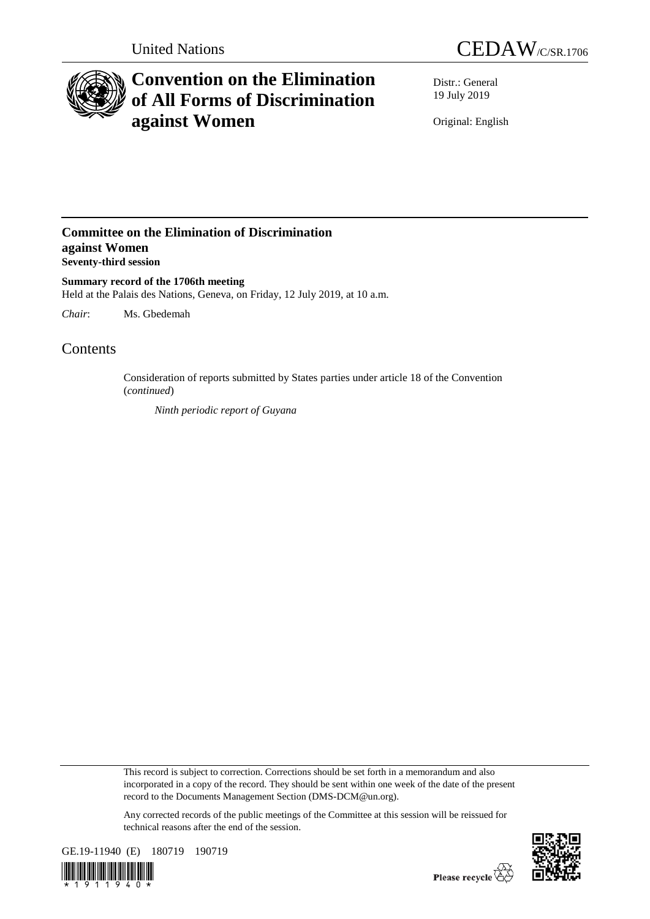United Nations

CEDAW/C/SR.1706

# Convention on the Elimination of All Forms of Discrimination against Women

Distr.: General
19 July 2019

Original: English

## Committee on the Elimination of Discrimination against Women
**Seventy-third session**

**Summary record of the 1706th meeting**
Held at the Palais des Nations, Geneva, on Friday, 12 July 2019, at 10 a.m.

*Chair*: Ms. Gbedemah

# Contents

Consideration of reports submitted by States parties under article 18 of the Convention (*continued*)

*Ninth periodic report of Guyana*

This record is subject to correction. Corrections should be set forth in a memorandum and also incorporated in a copy of the record. They should be sent within one week of the date of the present record to the Documents Management Section (DMS-DCM@un.org).

Any corrected records of the public meetings of the Committee at this session will be reissued for technical reasons after the end of the session.

GE.19-11940 (E) 180719 190719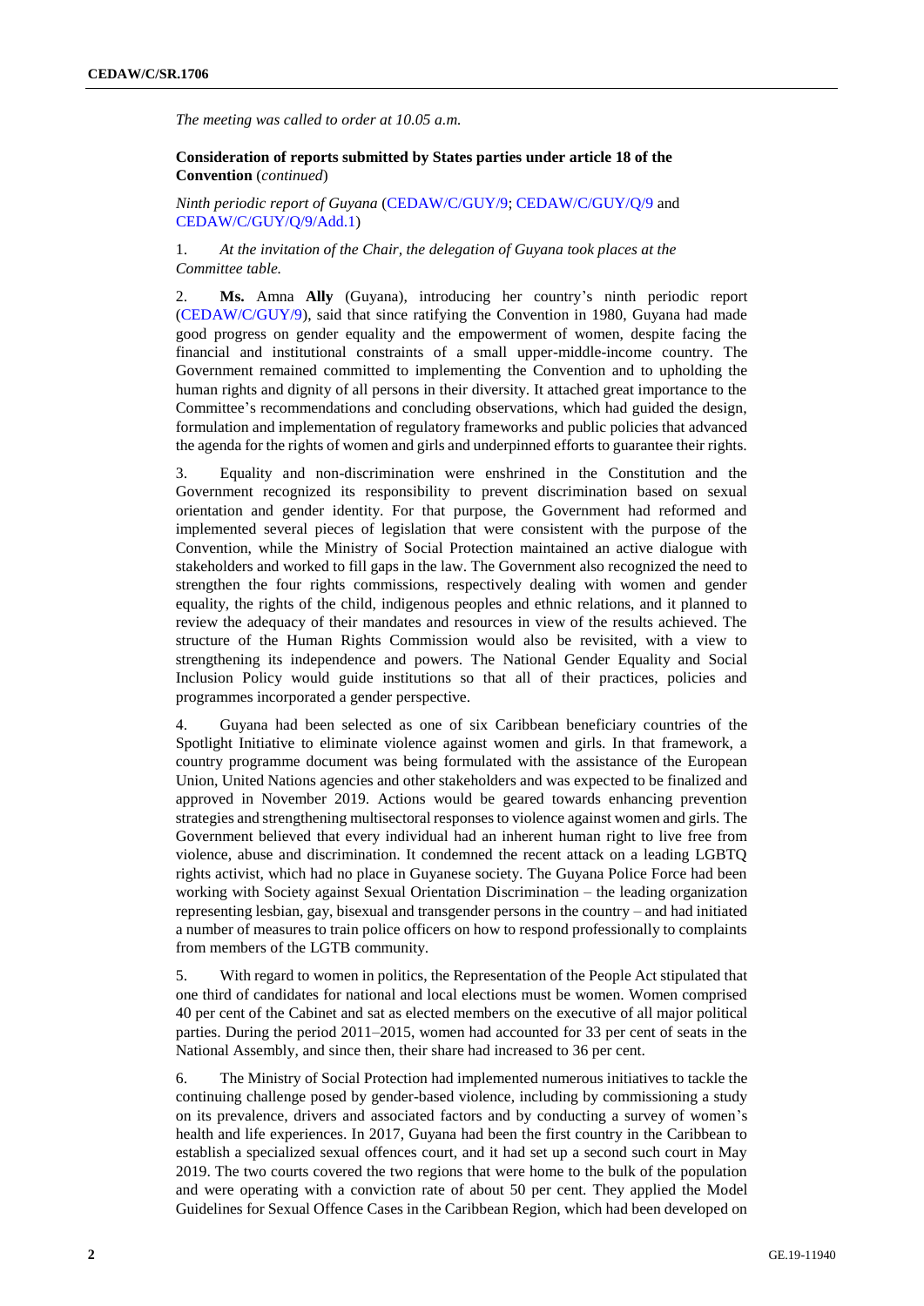*The meeting was called to order at 10.05 a.m.*

**Consideration of reports submitted by States parties under article 18 of the Convention** (*continued*)

*Ninth periodic report of Guyana* (CEDAW/C/GUY/9; CEDAW/C/GUY/Q/9 and CEDAW/C/GUY/Q/9/Add.1)

1. *At the invitation of the Chair, the delegation of Guyana took places at the Committee table.*

2. **Ms.** Amna **Ally** (Guyana), introducing her country's ninth periodic report (CEDAW/C/GUY/9), said that since ratifying the Convention in 1980, Guyana had made good progress on gender equality and the empowerment of women, despite facing the financial and institutional constraints of a small upper-middle-income country. The Government remained committed to implementing the Convention and to upholding the human rights and dignity of all persons in their diversity. It attached great importance to the Committee's recommendations and concluding observations, which had guided the design, formulation and implementation of regulatory frameworks and public policies that advanced the agenda for the rights of women and girls and underpinned efforts to guarantee their rights.

3. Equality and non-discrimination were enshrined in the Constitution and the Government recognized its responsibility to prevent discrimination based on sexual orientation and gender identity. For that purpose, the Government had reformed and implemented several pieces of legislation that were consistent with the purpose of the Convention, while the Ministry of Social Protection maintained an active dialogue with stakeholders and worked to fill gaps in the law. The Government also recognized the need to strengthen the four rights commissions, respectively dealing with women and gender equality, the rights of the child, indigenous peoples and ethnic relations, and it planned to review the adequacy of their mandates and resources in view of the results achieved. The structure of the Human Rights Commission would also be revisited, with a view to strengthening its independence and powers. The National Gender Equality and Social Inclusion Policy would guide institutions so that all of their practices, policies and programmes incorporated a gender perspective.

4. Guyana had been selected as one of six Caribbean beneficiary countries of the Spotlight Initiative to eliminate violence against women and girls. In that framework, a country programme document was being formulated with the assistance of the European Union, United Nations agencies and other stakeholders and was expected to be finalized and approved in November 2019. Actions would be geared towards enhancing prevention strategies and strengthening multisectoral responses to violence against women and girls. The Government believed that every individual had an inherent human right to live free from violence, abuse and discrimination. It condemned the recent attack on a leading LGBTQ rights activist, which had no place in Guyanese society. The Guyana Police Force had been working with Society against Sexual Orientation Discrimination – the leading organization representing lesbian, gay, bisexual and transgender persons in the country – and had initiated a number of measures to train police officers on how to respond professionally to complaints from members of the LGTB community.

5. With regard to women in politics, the Representation of the People Act stipulated that one third of candidates for national and local elections must be women. Women comprised 40 per cent of the Cabinet and sat as elected members on the executive of all major political parties. During the period 2011–2015, women had accounted for 33 per cent of seats in the National Assembly, and since then, their share had increased to 36 per cent.

6. The Ministry of Social Protection had implemented numerous initiatives to tackle the continuing challenge posed by gender-based violence, including by commissioning a study on its prevalence, drivers and associated factors and by conducting a survey of women's health and life experiences. In 2017, Guyana had been the first country in the Caribbean to establish a specialized sexual offences court, and it had set up a second such court in May 2019. The two courts covered the two regions that were home to the bulk of the population and were operating with a conviction rate of about 50 per cent. They applied the Model Guidelines for Sexual Offence Cases in the Caribbean Region, which had been developed on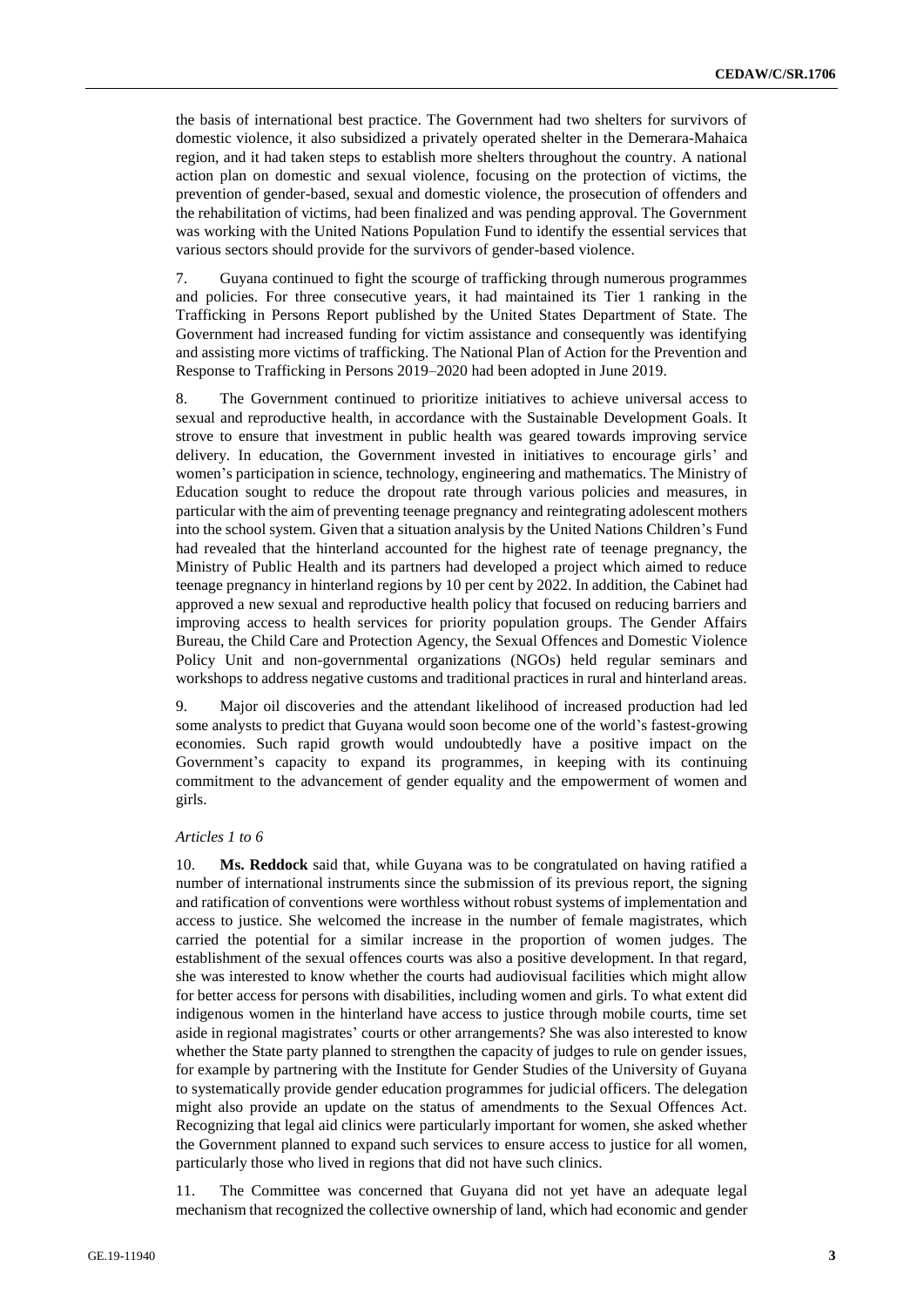the basis of international best practice. The Government had two shelters for survivors of domestic violence, it also subsidized a privately operated shelter in the Demerara-Mahaica region, and it had taken steps to establish more shelters throughout the country. A national action plan on domestic and sexual violence, focusing on the protection of victims, the prevention of gender-based, sexual and domestic violence, the prosecution of offenders and the rehabilitation of victims, had been finalized and was pending approval. The Government was working with the United Nations Population Fund to identify the essential services that various sectors should provide for the survivors of gender-based violence.

7. Guyana continued to fight the scourge of trafficking through numerous programmes and policies. For three consecutive years, it had maintained its Tier 1 ranking in the Trafficking in Persons Report published by the United States Department of State. The Government had increased funding for victim assistance and consequently was identifying and assisting more victims of trafficking. The National Plan of Action for the Prevention and Response to Trafficking in Persons 2019–2020 had been adopted in June 2019.

8. The Government continued to prioritize initiatives to achieve universal access to sexual and reproductive health, in accordance with the Sustainable Development Goals. It strove to ensure that investment in public health was geared towards improving service delivery. In education, the Government invested in initiatives to encourage girls' and women's participation in science, technology, engineering and mathematics. The Ministry of Education sought to reduce the dropout rate through various policies and measures, in particular with the aim of preventing teenage pregnancy and reintegrating adolescent mothers into the school system. Given that a situation analysis by the United Nations Children's Fund had revealed that the hinterland accounted for the highest rate of teenage pregnancy, the Ministry of Public Health and its partners had developed a project which aimed to reduce teenage pregnancy in hinterland regions by 10 per cent by 2022. In addition, the Cabinet had approved a new sexual and reproductive health policy that focused on reducing barriers and improving access to health services for priority population groups. The Gender Affairs Bureau, the Child Care and Protection Agency, the Sexual Offences and Domestic Violence Policy Unit and non-governmental organizations (NGOs) held regular seminars and workshops to address negative customs and traditional practices in rural and hinterland areas.

9. Major oil discoveries and the attendant likelihood of increased production had led some analysts to predict that Guyana would soon become one of the world's fastest-growing economies. Such rapid growth would undoubtedly have a positive impact on the Government's capacity to expand its programmes, in keeping with its continuing commitment to the advancement of gender equality and the empowerment of women and girls.

*Articles 1 to 6*

10. **Ms. Reddock** said that, while Guyana was to be congratulated on having ratified a number of international instruments since the submission of its previous report, the signing and ratification of conventions were worthless without robust systems of implementation and access to justice. She welcomed the increase in the number of female magistrates, which carried the potential for a similar increase in the proportion of women judges. The establishment of the sexual offences courts was also a positive development. In that regard, she was interested to know whether the courts had audiovisual facilities which might allow for better access for persons with disabilities, including women and girls. To what extent did indigenous women in the hinterland have access to justice through mobile courts, time set aside in regional magistrates' courts or other arrangements? She was also interested to know whether the State party planned to strengthen the capacity of judges to rule on gender issues, for example by partnering with the Institute for Gender Studies of the University of Guyana to systematically provide gender education programmes for judicial officers. The delegation might also provide an update on the status of amendments to the Sexual Offences Act. Recognizing that legal aid clinics were particularly important for women, she asked whether the Government planned to expand such services to ensure access to justice for all women, particularly those who lived in regions that did not have such clinics.

11. The Committee was concerned that Guyana did not yet have an adequate legal mechanism that recognized the collective ownership of land, which had economic and gender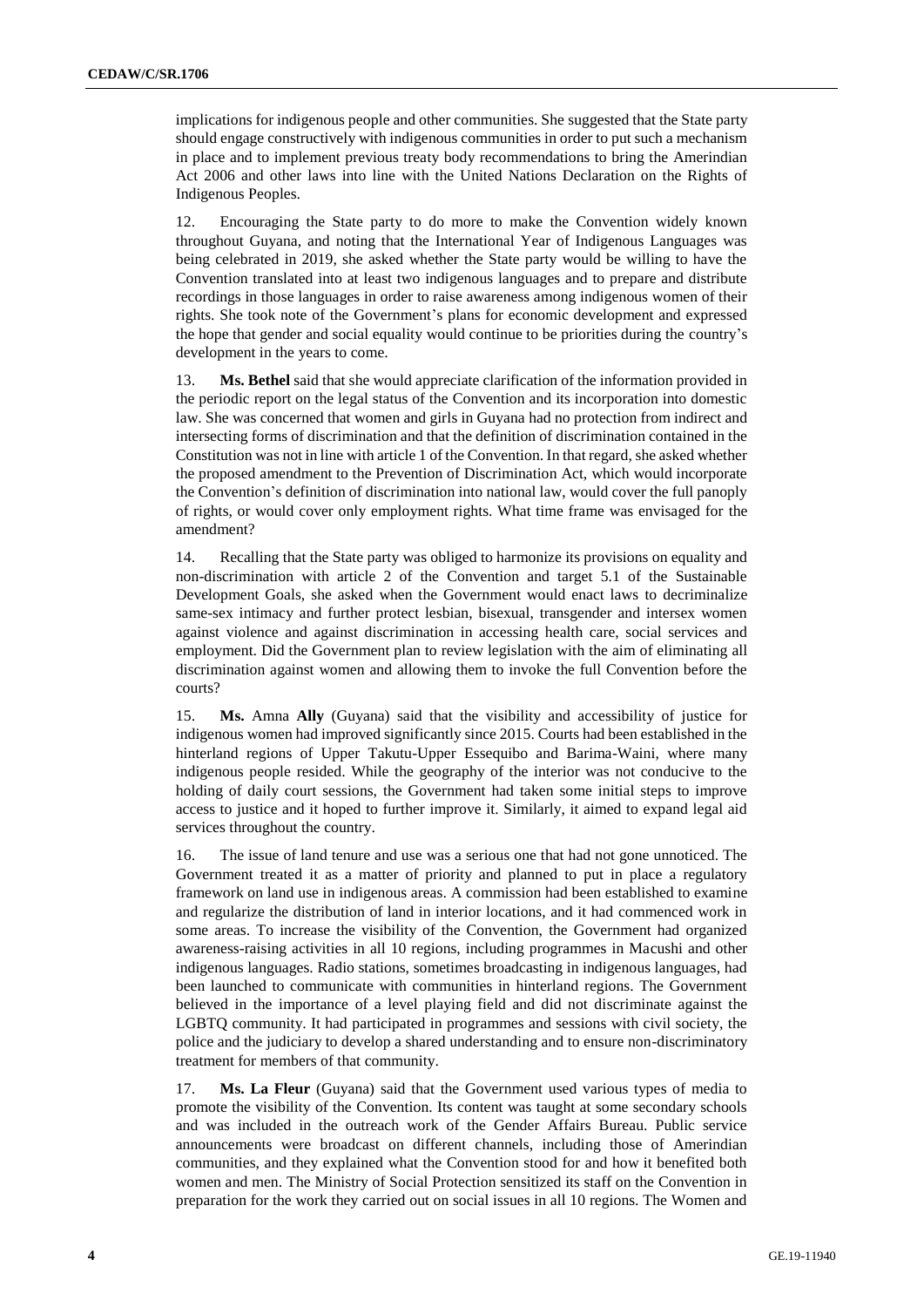implications for indigenous people and other communities. She suggested that the State party should engage constructively with indigenous communities in order to put such a mechanism in place and to implement previous treaty body recommendations to bring the Amerindian Act 2006 and other laws into line with the United Nations Declaration on the Rights of Indigenous Peoples.

12. Encouraging the State party to do more to make the Convention widely known throughout Guyana, and noting that the International Year of Indigenous Languages was being celebrated in 2019, she asked whether the State party would be willing to have the Convention translated into at least two indigenous languages and to prepare and distribute recordings in those languages in order to raise awareness among indigenous women of their rights. She took note of the Government's plans for economic development and expressed the hope that gender and social equality would continue to be priorities during the country's development in the years to come.

13. **Ms. Bethel** said that she would appreciate clarification of the information provided in the periodic report on the legal status of the Convention and its incorporation into domestic law. She was concerned that women and girls in Guyana had no protection from indirect and intersecting forms of discrimination and that the definition of discrimination contained in the Constitution was not in line with article 1 of the Convention. In that regard, she asked whether the proposed amendment to the Prevention of Discrimination Act, which would incorporate the Convention's definition of discrimination into national law, would cover the full panoply of rights, or would cover only employment rights. What time frame was envisaged for the amendment?

14. Recalling that the State party was obliged to harmonize its provisions on equality and non-discrimination with article 2 of the Convention and target 5.1 of the Sustainable Development Goals, she asked when the Government would enact laws to decriminalize same-sex intimacy and further protect lesbian, bisexual, transgender and intersex women against violence and against discrimination in accessing health care, social services and employment. Did the Government plan to review legislation with the aim of eliminating all discrimination against women and allowing them to invoke the full Convention before the courts?

15. **Ms.** Amna **Ally** (Guyana) said that the visibility and accessibility of justice for indigenous women had improved significantly since 2015. Courts had been established in the hinterland regions of Upper Takutu-Upper Essequibo and Barima-Waini, where many indigenous people resided. While the geography of the interior was not conducive to the holding of daily court sessions, the Government had taken some initial steps to improve access to justice and it hoped to further improve it. Similarly, it aimed to expand legal aid services throughout the country.

16. The issue of land tenure and use was a serious one that had not gone unnoticed. The Government treated it as a matter of priority and planned to put in place a regulatory framework on land use in indigenous areas. A commission had been established to examine and regularize the distribution of land in interior locations, and it had commenced work in some areas. To increase the visibility of the Convention, the Government had organized awareness-raising activities in all 10 regions, including programmes in Macushi and other indigenous languages. Radio stations, sometimes broadcasting in indigenous languages, had been launched to communicate with communities in hinterland regions. The Government believed in the importance of a level playing field and did not discriminate against the LGBTQ community. It had participated in programmes and sessions with civil society, the police and the judiciary to develop a shared understanding and to ensure non-discriminatory treatment for members of that community.

17. **Ms. La Fleur** (Guyana) said that the Government used various types of media to promote the visibility of the Convention. Its content was taught at some secondary schools and was included in the outreach work of the Gender Affairs Bureau. Public service announcements were broadcast on different channels, including those of Amerindian communities, and they explained what the Convention stood for and how it benefited both women and men. The Ministry of Social Protection sensitized its staff on the Convention in preparation for the work they carried out on social issues in all 10 regions. The Women and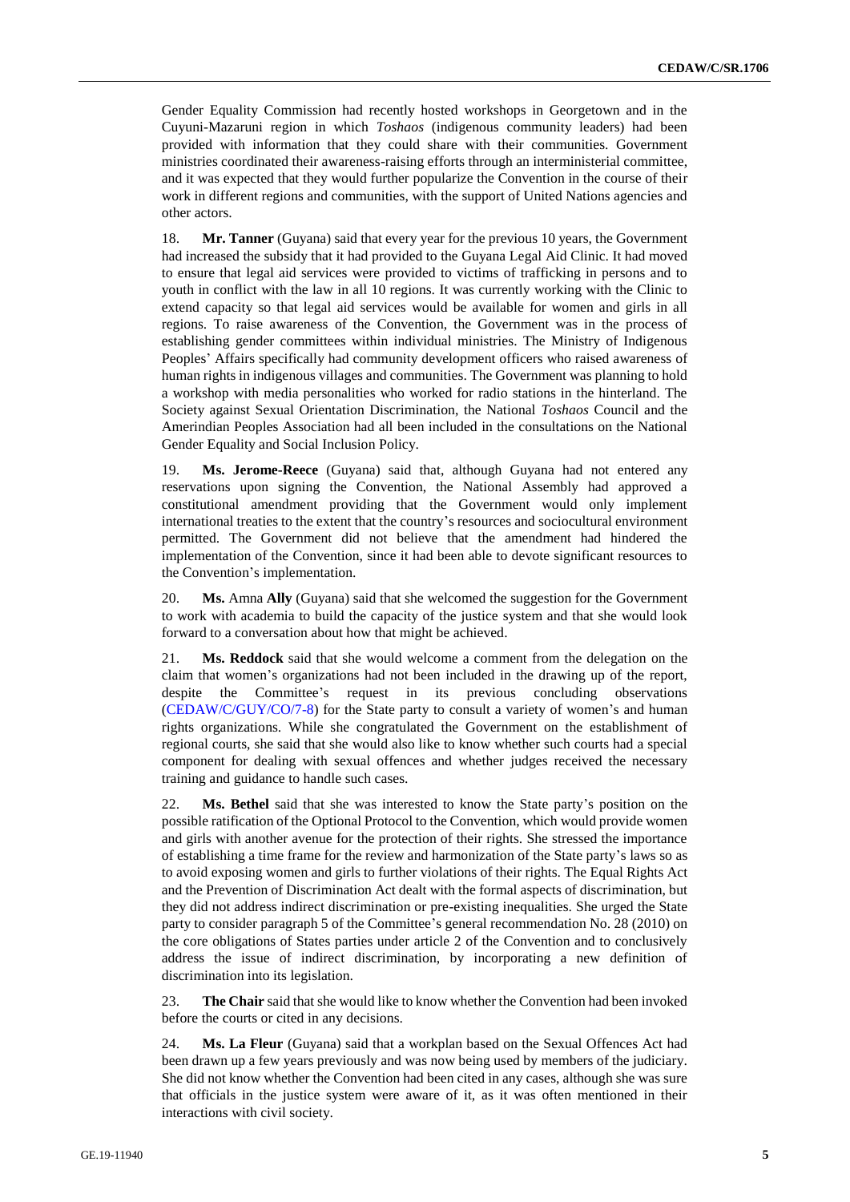Gender Equality Commission had recently hosted workshops in Georgetown and in the Cuyuni-Mazaruni region in which *Toshaos* (indigenous community leaders) had been provided with information that they could share with their communities. Government ministries coordinated their awareness-raising efforts through an interministerial committee, and it was expected that they would further popularize the Convention in the course of their work in different regions and communities, with the support of United Nations agencies and other actors.

18. **Mr. Tanner** (Guyana) said that every year for the previous 10 years, the Government had increased the subsidy that it had provided to the Guyana Legal Aid Clinic. It had moved to ensure that legal aid services were provided to victims of trafficking in persons and to youth in conflict with the law in all 10 regions. It was currently working with the Clinic to extend capacity so that legal aid services would be available for women and girls in all regions. To raise awareness of the Convention, the Government was in the process of establishing gender committees within individual ministries. The Ministry of Indigenous Peoples' Affairs specifically had community development officers who raised awareness of human rights in indigenous villages and communities. The Government was planning to hold a workshop with media personalities who worked for radio stations in the hinterland. The Society against Sexual Orientation Discrimination, the National *Toshaos* Council and the Amerindian Peoples Association had all been included in the consultations on the National Gender Equality and Social Inclusion Policy.

19. **Ms. Jerome-Reece** (Guyana) said that, although Guyana had not entered any reservations upon signing the Convention, the National Assembly had approved a constitutional amendment providing that the Government would only implement international treaties to the extent that the country's resources and sociocultural environment permitted. The Government did not believe that the amendment had hindered the implementation of the Convention, since it had been able to devote significant resources to the Convention's implementation.

20. **Ms.** Amna **Ally** (Guyana) said that she welcomed the suggestion for the Government to work with academia to build the capacity of the justice system and that she would look forward to a conversation about how that might be achieved.

21. **Ms. Reddock** said that she would welcome a comment from the delegation on the claim that women's organizations had not been included in the drawing up of the report, despite the Committee's request in its previous concluding observations (CEDAW/C/GUY/CO/7-8) for the State party to consult a variety of women's and human rights organizations. While she congratulated the Government on the establishment of regional courts, she said that she would also like to know whether such courts had a special component for dealing with sexual offences and whether judges received the necessary training and guidance to handle such cases.

22. **Ms. Bethel** said that she was interested to know the State party's position on the possible ratification of the Optional Protocol to the Convention, which would provide women and girls with another avenue for the protection of their rights. She stressed the importance of establishing a time frame for the review and harmonization of the State party's laws so as to avoid exposing women and girls to further violations of their rights. The Equal Rights Act and the Prevention of Discrimination Act dealt with the formal aspects of discrimination, but they did not address indirect discrimination or pre-existing inequalities. She urged the State party to consider paragraph 5 of the Committee's general recommendation No. 28 (2010) on the core obligations of States parties under article 2 of the Convention and to conclusively address the issue of indirect discrimination, by incorporating a new definition of discrimination into its legislation.

23. **The Chair** said that she would like to know whether the Convention had been invoked before the courts or cited in any decisions.

24. **Ms. La Fleur** (Guyana) said that a workplan based on the Sexual Offences Act had been drawn up a few years previously and was now being used by members of the judiciary. She did not know whether the Convention had been cited in any cases, although she was sure that officials in the justice system were aware of it, as it was often mentioned in their interactions with civil society.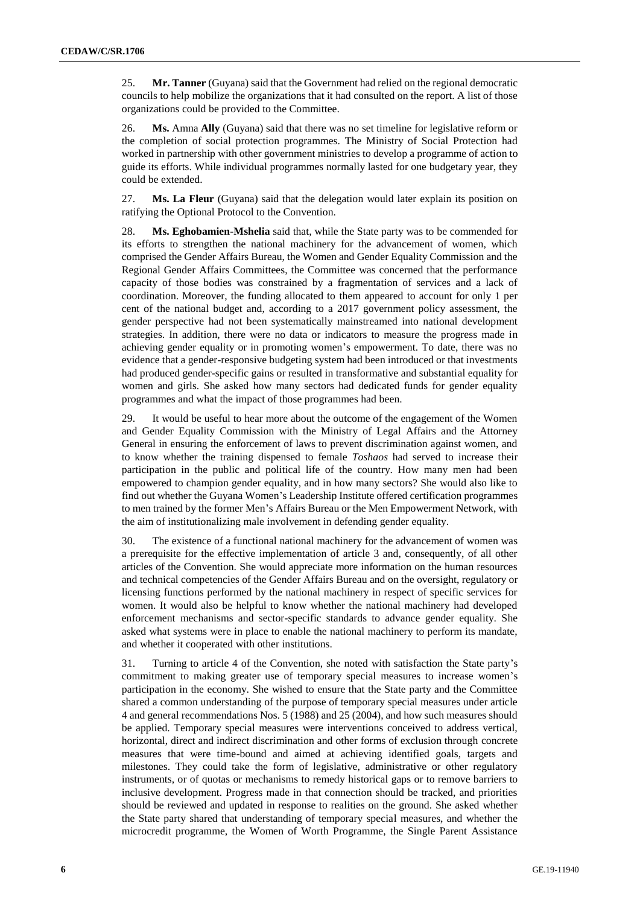25. **Mr. Tanner** (Guyana) said that the Government had relied on the regional democratic councils to help mobilize the organizations that it had consulted on the report. A list of those organizations could be provided to the Committee.

26. **Ms.** Amna **Ally** (Guyana) said that there was no set timeline for legislative reform or the completion of social protection programmes. The Ministry of Social Protection had worked in partnership with other government ministries to develop a programme of action to guide its efforts. While individual programmes normally lasted for one budgetary year, they could be extended.

27. **Ms. La Fleur** (Guyana) said that the delegation would later explain its position on ratifying the Optional Protocol to the Convention.

28. **Ms. Eghobamien-Mshelia** said that, while the State party was to be commended for its efforts to strengthen the national machinery for the advancement of women, which comprised the Gender Affairs Bureau, the Women and Gender Equality Commission and the Regional Gender Affairs Committees, the Committee was concerned that the performance capacity of those bodies was constrained by a fragmentation of services and a lack of coordination. Moreover, the funding allocated to them appeared to account for only 1 per cent of the national budget and, according to a 2017 government policy assessment, the gender perspective had not been systematically mainstreamed into national development strategies. In addition, there were no data or indicators to measure the progress made in achieving gender equality or in promoting women's empowerment. To date, there was no evidence that a gender-responsive budgeting system had been introduced or that investments had produced gender-specific gains or resulted in transformative and substantial equality for women and girls. She asked how many sectors had dedicated funds for gender equality programmes and what the impact of those programmes had been.

29. It would be useful to hear more about the outcome of the engagement of the Women and Gender Equality Commission with the Ministry of Legal Affairs and the Attorney General in ensuring the enforcement of laws to prevent discrimination against women, and to know whether the training dispensed to female *Toshaos* had served to increase their participation in the public and political life of the country. How many men had been empowered to champion gender equality, and in how many sectors? She would also like to find out whether the Guyana Women's Leadership Institute offered certification programmes to men trained by the former Men's Affairs Bureau or the Men Empowerment Network, with the aim of institutionalizing male involvement in defending gender equality.

30. The existence of a functional national machinery for the advancement of women was a prerequisite for the effective implementation of article 3 and, consequently, of all other articles of the Convention. She would appreciate more information on the human resources and technical competencies of the Gender Affairs Bureau and on the oversight, regulatory or licensing functions performed by the national machinery in respect of specific services for women. It would also be helpful to know whether the national machinery had developed enforcement mechanisms and sector-specific standards to advance gender equality. She asked what systems were in place to enable the national machinery to perform its mandate, and whether it cooperated with other institutions.

31. Turning to article 4 of the Convention, she noted with satisfaction the State party's commitment to making greater use of temporary special measures to increase women's participation in the economy. She wished to ensure that the State party and the Committee shared a common understanding of the purpose of temporary special measures under article 4 and general recommendations Nos. 5 (1988) and 25 (2004), and how such measures should be applied. Temporary special measures were interventions conceived to address vertical, horizontal, direct and indirect discrimination and other forms of exclusion through concrete measures that were time-bound and aimed at achieving identified goals, targets and milestones. They could take the form of legislative, administrative or other regulatory instruments, or of quotas or mechanisms to remedy historical gaps or to remove barriers to inclusive development. Progress made in that connection should be tracked, and priorities should be reviewed and updated in response to realities on the ground. She asked whether the State party shared that understanding of temporary special measures, and whether the microcredit programme, the Women of Worth Programme, the Single Parent Assistance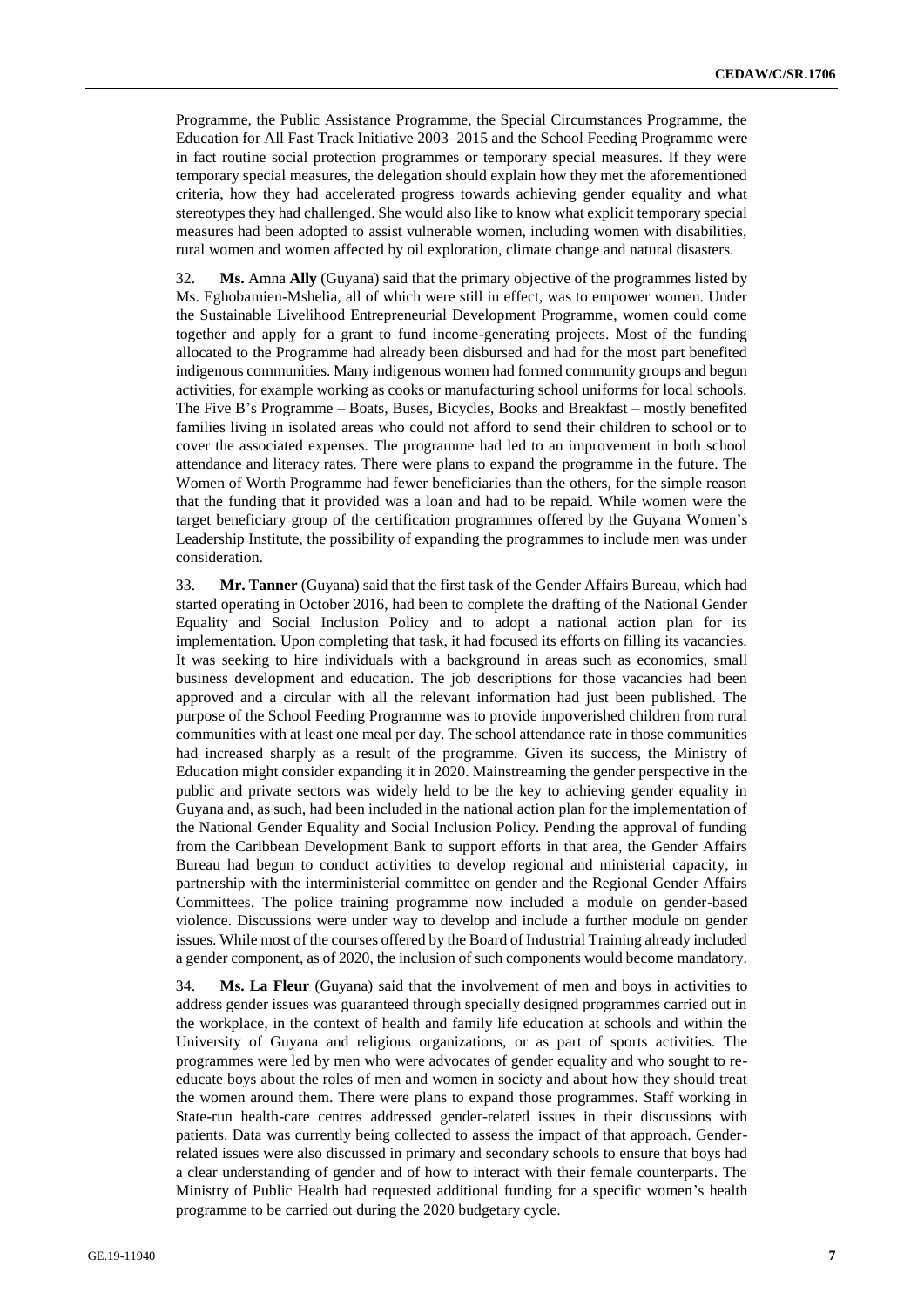Programme, the Public Assistance Programme, the Special Circumstances Programme, the Education for All Fast Track Initiative 2003–2015 and the School Feeding Programme were in fact routine social protection programmes or temporary special measures. If they were temporary special measures, the delegation should explain how they met the aforementioned criteria, how they had accelerated progress towards achieving gender equality and what stereotypes they had challenged. She would also like to know what explicit temporary special measures had been adopted to assist vulnerable women, including women with disabilities, rural women and women affected by oil exploration, climate change and natural disasters.

32. **Ms.** Amna **Ally** (Guyana) said that the primary objective of the programmes listed by Ms. Eghobamien-Mshelia, all of which were still in effect, was to empower women. Under the Sustainable Livelihood Entrepreneurial Development Programme, women could come together and apply for a grant to fund income-generating projects. Most of the funding allocated to the Programme had already been disbursed and had for the most part benefited indigenous communities. Many indigenous women had formed community groups and begun activities, for example working as cooks or manufacturing school uniforms for local schools. The Five B's Programme – Boats, Buses, Bicycles, Books and Breakfast – mostly benefited families living in isolated areas who could not afford to send their children to school or to cover the associated expenses. The programme had led to an improvement in both school attendance and literacy rates. There were plans to expand the programme in the future. The Women of Worth Programme had fewer beneficiaries than the others, for the simple reason that the funding that it provided was a loan and had to be repaid. While women were the target beneficiary group of the certification programmes offered by the Guyana Women's Leadership Institute, the possibility of expanding the programmes to include men was under consideration.

33. **Mr. Tanner** (Guyana) said that the first task of the Gender Affairs Bureau, which had started operating in October 2016, had been to complete the drafting of the National Gender Equality and Social Inclusion Policy and to adopt a national action plan for its implementation. Upon completing that task, it had focused its efforts on filling its vacancies. It was seeking to hire individuals with a background in areas such as economics, small business development and education. The job descriptions for those vacancies had been approved and a circular with all the relevant information had just been published. The purpose of the School Feeding Programme was to provide impoverished children from rural communities with at least one meal per day. The school attendance rate in those communities had increased sharply as a result of the programme. Given its success, the Ministry of Education might consider expanding it in 2020. Mainstreaming the gender perspective in the public and private sectors was widely held to be the key to achieving gender equality in Guyana and, as such, had been included in the national action plan for the implementation of the National Gender Equality and Social Inclusion Policy. Pending the approval of funding from the Caribbean Development Bank to support efforts in that area, the Gender Affairs Bureau had begun to conduct activities to develop regional and ministerial capacity, in partnership with the interministerial committee on gender and the Regional Gender Affairs Committees. The police training programme now included a module on gender-based violence. Discussions were under way to develop and include a further module on gender issues. While most of the courses offered by the Board of Industrial Training already included a gender component, as of 2020, the inclusion of such components would become mandatory.

34. **Ms. La Fleur** (Guyana) said that the involvement of men and boys in activities to address gender issues was guaranteed through specially designed programmes carried out in the workplace, in the context of health and family life education at schools and within the University of Guyana and religious organizations, or as part of sports activities. The programmes were led by men who were advocates of gender equality and who sought to re-educate boys about the roles of men and women in society and about how they should treat the women around them. There were plans to expand those programmes. Staff working in State-run health-care centres addressed gender-related issues in their discussions with patients. Data was currently being collected to assess the impact of that approach. Gender-related issues were also discussed in primary and secondary schools to ensure that boys had a clear understanding of gender and of how to interact with their female counterparts. The Ministry of Public Health had requested additional funding for a specific women's health programme to be carried out during the 2020 budgetary cycle.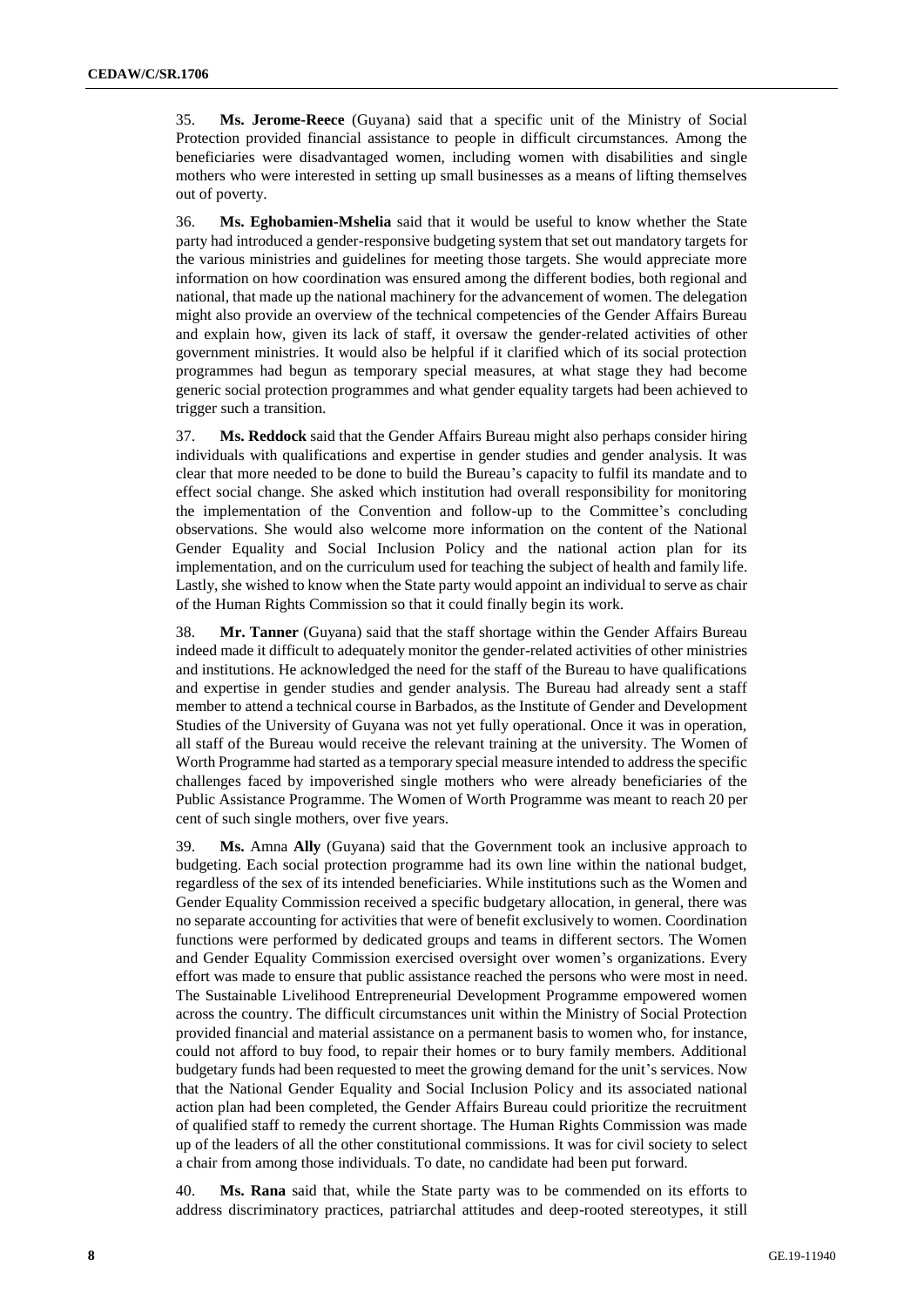35. **Ms. Jerome-Reece** (Guyana) said that a specific unit of the Ministry of Social Protection provided financial assistance to people in difficult circumstances. Among the beneficiaries were disadvantaged women, including women with disabilities and single mothers who were interested in setting up small businesses as a means of lifting themselves out of poverty.

36. **Ms. Eghobamien-Mshelia** said that it would be useful to know whether the State party had introduced a gender-responsive budgeting system that set out mandatory targets for the various ministries and guidelines for meeting those targets. She would appreciate more information on how coordination was ensured among the different bodies, both regional and national, that made up the national machinery for the advancement of women. The delegation might also provide an overview of the technical competencies of the Gender Affairs Bureau and explain how, given its lack of staff, it oversaw the gender-related activities of other government ministries. It would also be helpful if it clarified which of its social protection programmes had begun as temporary special measures, at what stage they had become generic social protection programmes and what gender equality targets had been achieved to trigger such a transition.

37. **Ms. Reddock** said that the Gender Affairs Bureau might also perhaps consider hiring individuals with qualifications and expertise in gender studies and gender analysis. It was clear that more needed to be done to build the Bureau's capacity to fulfil its mandate and to effect social change. She asked which institution had overall responsibility for monitoring the implementation of the Convention and follow-up to the Committee's concluding observations. She would also welcome more information on the content of the National Gender Equality and Social Inclusion Policy and the national action plan for its implementation, and on the curriculum used for teaching the subject of health and family life. Lastly, she wished to know when the State party would appoint an individual to serve as chair of the Human Rights Commission so that it could finally begin its work.

38. **Mr. Tanner** (Guyana) said that the staff shortage within the Gender Affairs Bureau indeed made it difficult to adequately monitor the gender-related activities of other ministries and institutions. He acknowledged the need for the staff of the Bureau to have qualifications and expertise in gender studies and gender analysis. The Bureau had already sent a staff member to attend a technical course in Barbados, as the Institute of Gender and Development Studies of the University of Guyana was not yet fully operational. Once it was in operation, all staff of the Bureau would receive the relevant training at the university. The Women of Worth Programme had started as a temporary special measure intended to address the specific challenges faced by impoverished single mothers who were already beneficiaries of the Public Assistance Programme. The Women of Worth Programme was meant to reach 20 per cent of such single mothers, over five years.

39. **Ms.** Amna **Ally** (Guyana) said that the Government took an inclusive approach to budgeting. Each social protection programme had its own line within the national budget, regardless of the sex of its intended beneficiaries. While institutions such as the Women and Gender Equality Commission received a specific budgetary allocation, in general, there was no separate accounting for activities that were of benefit exclusively to women. Coordination functions were performed by dedicated groups and teams in different sectors. The Women and Gender Equality Commission exercised oversight over women's organizations. Every effort was made to ensure that public assistance reached the persons who were most in need. The Sustainable Livelihood Entrepreneurial Development Programme empowered women across the country. The difficult circumstances unit within the Ministry of Social Protection provided financial and material assistance on a permanent basis to women who, for instance, could not afford to buy food, to repair their homes or to bury family members. Additional budgetary funds had been requested to meet the growing demand for the unit's services. Now that the National Gender Equality and Social Inclusion Policy and its associated national action plan had been completed, the Gender Affairs Bureau could prioritize the recruitment of qualified staff to remedy the current shortage. The Human Rights Commission was made up of the leaders of all the other constitutional commissions. It was for civil society to select a chair from among those individuals. To date, no candidate had been put forward.

40. **Ms. Rana** said that, while the State party was to be commended on its efforts to address discriminatory practices, patriarchal attitudes and deep-rooted stereotypes, it still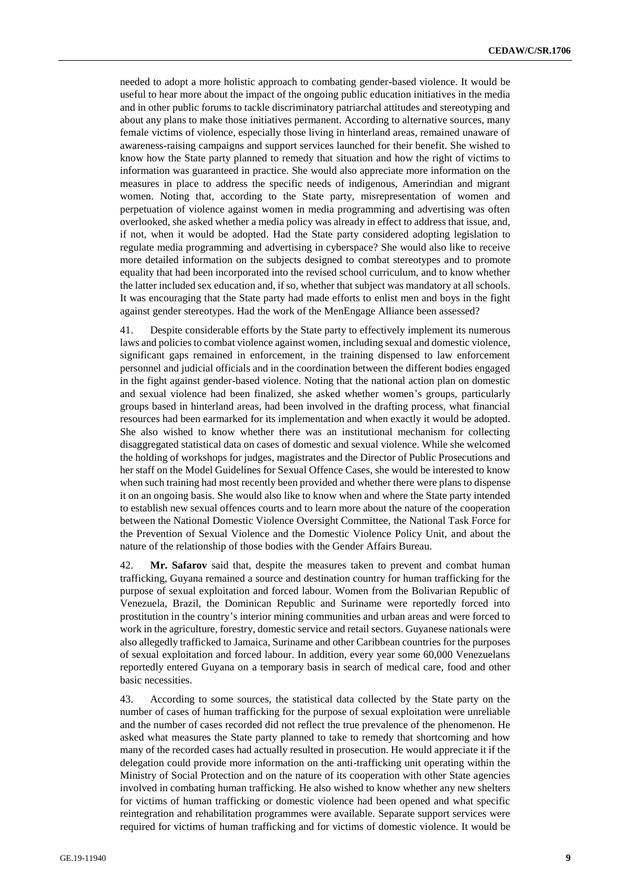needed to adopt a more holistic approach to combating gender-based violence. It would be useful to hear more about the impact of the ongoing public education initiatives in the media and in other public forums to tackle discriminatory patriarchal attitudes and stereotyping and about any plans to make those initiatives permanent. According to alternative sources, many female victims of violence, especially those living in hinterland areas, remained unaware of awareness-raising campaigns and support services launched for their benefit. She wished to know how the State party planned to remedy that situation and how the right of victims to information was guaranteed in practice. She would also appreciate more information on the measures in place to address the specific needs of indigenous, Amerindian and migrant women. Noting that, according to the State party, misrepresentation of women and perpetuation of violence against women in media programming and advertising was often overlooked, she asked whether a media policy was already in effect to address that issue, and, if not, when it would be adopted. Had the State party considered adopting legislation to regulate media programming and advertising in cyberspace? She would also like to receive more detailed information on the subjects designed to combat stereotypes and to promote equality that had been incorporated into the revised school curriculum, and to know whether the latter included sex education and, if so, whether that subject was mandatory at all schools. It was encouraging that the State party had made efforts to enlist men and boys in the fight against gender stereotypes. Had the work of the MenEngage Alliance been assessed?

41. Despite considerable efforts by the State party to effectively implement its numerous laws and policies to combat violence against women, including sexual and domestic violence, significant gaps remained in enforcement, in the training dispensed to law enforcement personnel and judicial officials and in the coordination between the different bodies engaged in the fight against gender-based violence. Noting that the national action plan on domestic and sexual violence had been finalized, she asked whether women's groups, particularly groups based in hinterland areas, had been involved in the drafting process, what financial resources had been earmarked for its implementation and when exactly it would be adopted. She also wished to know whether there was an institutional mechanism for collecting disaggregated statistical data on cases of domestic and sexual violence. While she welcomed the holding of workshops for judges, magistrates and the Director of Public Prosecutions and her staff on the Model Guidelines for Sexual Offence Cases, she would be interested to know when such training had most recently been provided and whether there were plans to dispense it on an ongoing basis. She would also like to know when and where the State party intended to establish new sexual offences courts and to learn more about the nature of the cooperation between the National Domestic Violence Oversight Committee, the National Task Force for the Prevention of Sexual Violence and the Domestic Violence Policy Unit, and about the nature of the relationship of those bodies with the Gender Affairs Bureau.

42. **Mr. Safarov** said that, despite the measures taken to prevent and combat human trafficking, Guyana remained a source and destination country for human trafficking for the purpose of sexual exploitation and forced labour. Women from the Bolivarian Republic of Venezuela, Brazil, the Dominican Republic and Suriname were reportedly forced into prostitution in the country's interior mining communities and urban areas and were forced to work in the agriculture, forestry, domestic service and retail sectors. Guyanese nationals were also allegedly trafficked to Jamaica, Suriname and other Caribbean countries for the purposes of sexual exploitation and forced labour. In addition, every year some 60,000 Venezuelans reportedly entered Guyana on a temporary basis in search of medical care, food and other basic necessities.

43. According to some sources, the statistical data collected by the State party on the number of cases of human trafficking for the purpose of sexual exploitation were unreliable and the number of cases recorded did not reflect the true prevalence of the phenomenon. He asked what measures the State party planned to take to remedy that shortcoming and how many of the recorded cases had actually resulted in prosecution. He would appreciate it if the delegation could provide more information on the anti-trafficking unit operating within the Ministry of Social Protection and on the nature of its cooperation with other State agencies involved in combating human trafficking. He also wished to know whether any new shelters for victims of human trafficking or domestic violence had been opened and what specific reintegration and rehabilitation programmes were available. Separate support services were required for victims of human trafficking and for victims of domestic violence. It would be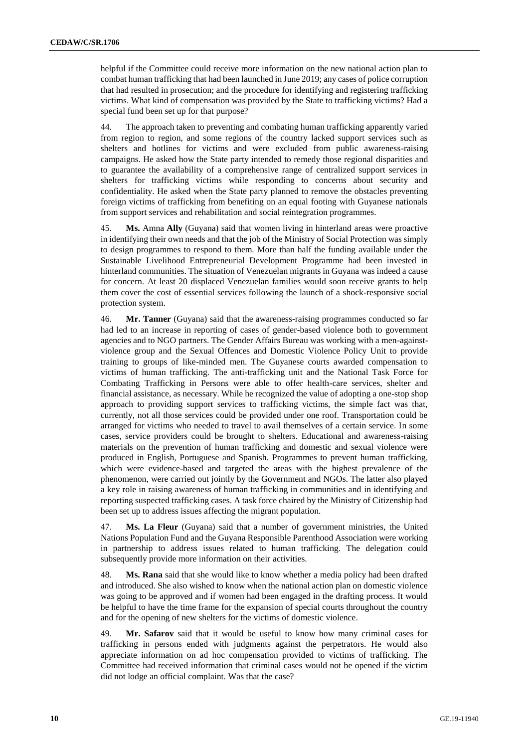helpful if the Committee could receive more information on the new national action plan to combat human trafficking that had been launched in June 2019; any cases of police corruption that had resulted in prosecution; and the procedure for identifying and registering trafficking victims. What kind of compensation was provided by the State to trafficking victims? Had a special fund been set up for that purpose?

44. The approach taken to preventing and combating human trafficking apparently varied from region to region, and some regions of the country lacked support services such as shelters and hotlines for victims and were excluded from public awareness-raising campaigns. He asked how the State party intended to remedy those regional disparities and to guarantee the availability of a comprehensive range of centralized support services in shelters for trafficking victims while responding to concerns about security and confidentiality. He asked when the State party planned to remove the obstacles preventing foreign victims of trafficking from benefiting on an equal footing with Guyanese nationals from support services and rehabilitation and social reintegration programmes.

45. **Ms.** Amna **Ally** (Guyana) said that women living in hinterland areas were proactive in identifying their own needs and that the job of the Ministry of Social Protection was simply to design programmes to respond to them. More than half the funding available under the Sustainable Livelihood Entrepreneurial Development Programme had been invested in hinterland communities. The situation of Venezuelan migrants in Guyana was indeed a cause for concern. At least 20 displaced Venezuelan families would soon receive grants to help them cover the cost of essential services following the launch of a shock-responsive social protection system.

46. **Mr. Tanner** (Guyana) said that the awareness-raising programmes conducted so far had led to an increase in reporting of cases of gender-based violence both to government agencies and to NGO partners. The Gender Affairs Bureau was working with a men-against-violence group and the Sexual Offences and Domestic Violence Policy Unit to provide training to groups of like-minded men. The Guyanese courts awarded compensation to victims of human trafficking. The anti-trafficking unit and the National Task Force for Combating Trafficking in Persons were able to offer health-care services, shelter and financial assistance, as necessary. While he recognized the value of adopting a one-stop shop approach to providing support services to trafficking victims, the simple fact was that, currently, not all those services could be provided under one roof. Transportation could be arranged for victims who needed to travel to avail themselves of a certain service. In some cases, service providers could be brought to shelters. Educational and awareness-raising materials on the prevention of human trafficking and domestic and sexual violence were produced in English, Portuguese and Spanish. Programmes to prevent human trafficking, which were evidence-based and targeted the areas with the highest prevalence of the phenomenon, were carried out jointly by the Government and NGOs. The latter also played a key role in raising awareness of human trafficking in communities and in identifying and reporting suspected trafficking cases. A task force chaired by the Ministry of Citizenship had been set up to address issues affecting the migrant population.

47. **Ms. La Fleur** (Guyana) said that a number of government ministries, the United Nations Population Fund and the Guyana Responsible Parenthood Association were working in partnership to address issues related to human trafficking. The delegation could subsequently provide more information on their activities.

48. **Ms. Rana** said that she would like to know whether a media policy had been drafted and introduced. She also wished to know when the national action plan on domestic violence was going to be approved and if women had been engaged in the drafting process. It would be helpful to have the time frame for the expansion of special courts throughout the country and for the opening of new shelters for the victims of domestic violence.

49. **Mr. Safarov** said that it would be useful to know how many criminal cases for trafficking in persons ended with judgments against the perpetrators. He would also appreciate information on ad hoc compensation provided to victims of trafficking. The Committee had received information that criminal cases would not be opened if the victim did not lodge an official complaint. Was that the case?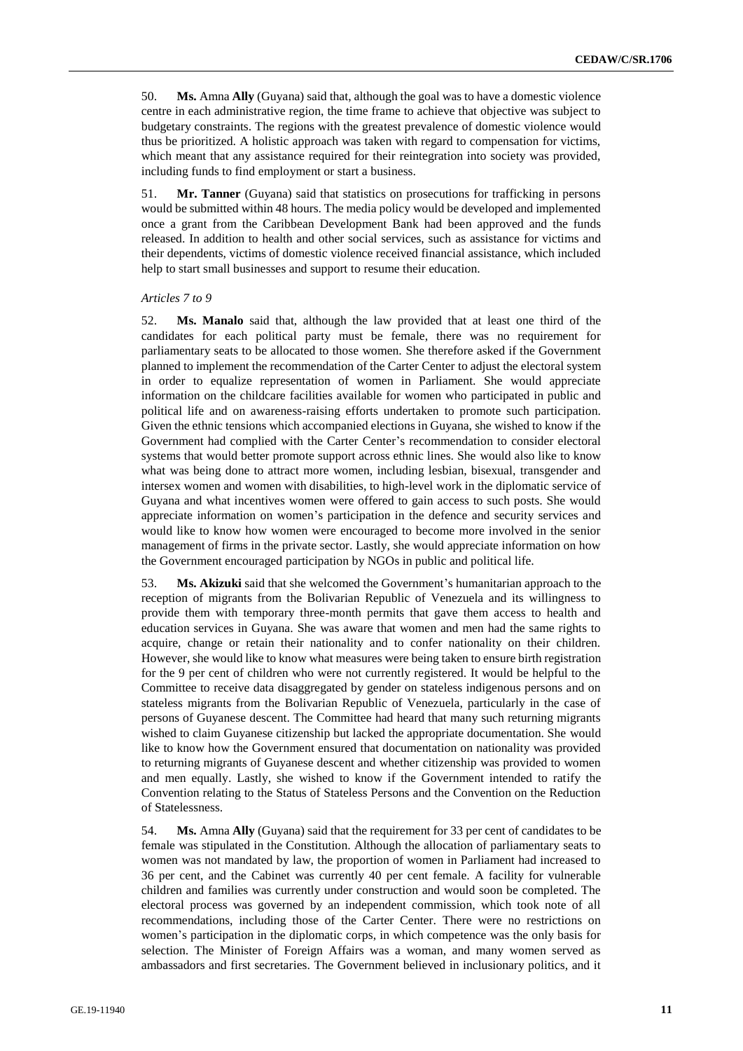50. **Ms.** Amna **Ally** (Guyana) said that, although the goal was to have a domestic violence centre in each administrative region, the time frame to achieve that objective was subject to budgetary constraints. The regions with the greatest prevalence of domestic violence would thus be prioritized. A holistic approach was taken with regard to compensation for victims, which meant that any assistance required for their reintegration into society was provided, including funds to find employment or start a business.

51. **Mr. Tanner** (Guyana) said that statistics on prosecutions for trafficking in persons would be submitted within 48 hours. The media policy would be developed and implemented once a grant from the Caribbean Development Bank had been approved and the funds released. In addition to health and other social services, such as assistance for victims and their dependents, victims of domestic violence received financial assistance, which included help to start small businesses and support to resume their education.

*Articles 7 to 9*

52. **Ms. Manalo** said that, although the law provided that at least one third of the candidates for each political party must be female, there was no requirement for parliamentary seats to be allocated to those women. She therefore asked if the Government planned to implement the recommendation of the Carter Center to adjust the electoral system in order to equalize representation of women in Parliament. She would appreciate information on the childcare facilities available for women who participated in public and political life and on awareness-raising efforts undertaken to promote such participation. Given the ethnic tensions which accompanied elections in Guyana, she wished to know if the Government had complied with the Carter Center's recommendation to consider electoral systems that would better promote support across ethnic lines. She would also like to know what was being done to attract more women, including lesbian, bisexual, transgender and intersex women and women with disabilities, to high-level work in the diplomatic service of Guyana and what incentives women were offered to gain access to such posts. She would appreciate information on women's participation in the defence and security services and would like to know how women were encouraged to become more involved in the senior management of firms in the private sector. Lastly, she would appreciate information on how the Government encouraged participation by NGOs in public and political life.

53. **Ms. Akizuki** said that she welcomed the Government's humanitarian approach to the reception of migrants from the Bolivarian Republic of Venezuela and its willingness to provide them with temporary three-month permits that gave them access to health and education services in Guyana. She was aware that women and men had the same rights to acquire, change or retain their nationality and to confer nationality on their children. However, she would like to know what measures were being taken to ensure birth registration for the 9 per cent of children who were not currently registered. It would be helpful to the Committee to receive data disaggregated by gender on stateless indigenous persons and on stateless migrants from the Bolivarian Republic of Venezuela, particularly in the case of persons of Guyanese descent. The Committee had heard that many such returning migrants wished to claim Guyanese citizenship but lacked the appropriate documentation. She would like to know how the Government ensured that documentation on nationality was provided to returning migrants of Guyanese descent and whether citizenship was provided to women and men equally. Lastly, she wished to know if the Government intended to ratify the Convention relating to the Status of Stateless Persons and the Convention on the Reduction of Statelessness.

54. **Ms.** Amna **Ally** (Guyana) said that the requirement for 33 per cent of candidates to be female was stipulated in the Constitution. Although the allocation of parliamentary seats to women was not mandated by law, the proportion of women in Parliament had increased to 36 per cent, and the Cabinet was currently 40 per cent female. A facility for vulnerable children and families was currently under construction and would soon be completed. The electoral process was governed by an independent commission, which took note of all recommendations, including those of the Carter Center. There were no restrictions on women's participation in the diplomatic corps, in which competence was the only basis for selection. The Minister of Foreign Affairs was a woman, and many women served as ambassadors and first secretaries. The Government believed in inclusionary politics, and it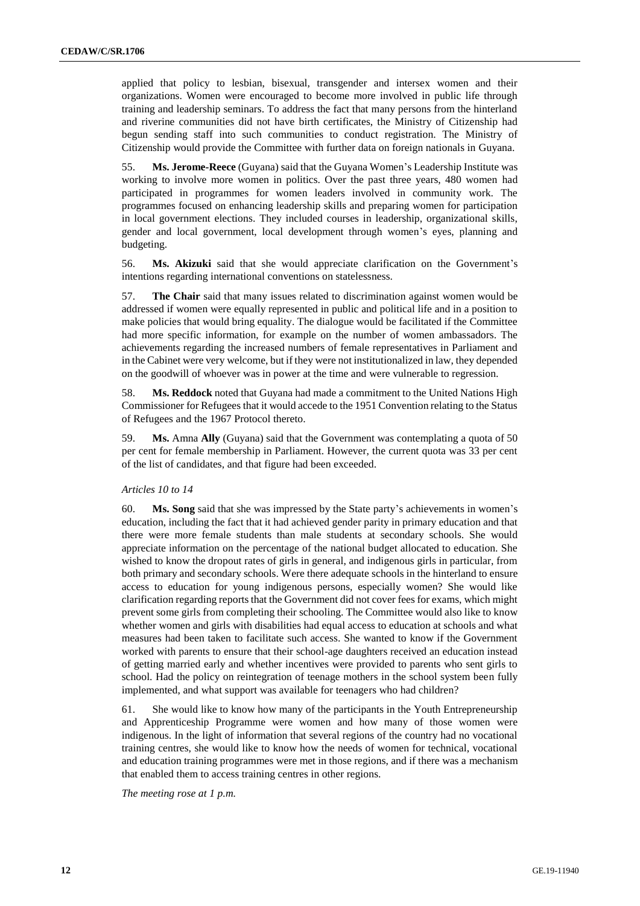applied that policy to lesbian, bisexual, transgender and intersex women and their organizations. Women were encouraged to become more involved in public life through training and leadership seminars. To address the fact that many persons from the hinterland and riverine communities did not have birth certificates, the Ministry of Citizenship had begun sending staff into such communities to conduct registration. The Ministry of Citizenship would provide the Committee with further data on foreign nationals in Guyana.

55. **Ms. Jerome-Reece** (Guyana) said that the Guyana Women's Leadership Institute was working to involve more women in politics. Over the past three years, 480 women had participated in programmes for women leaders involved in community work. The programmes focused on enhancing leadership skills and preparing women for participation in local government elections. They included courses in leadership, organizational skills, gender and local government, local development through women's eyes, planning and budgeting.

56. **Ms. Akizuki** said that she would appreciate clarification on the Government's intentions regarding international conventions on statelessness.

57. **The Chair** said that many issues related to discrimination against women would be addressed if women were equally represented in public and political life and in a position to make policies that would bring equality. The dialogue would be facilitated if the Committee had more specific information, for example on the number of women ambassadors. The achievements regarding the increased numbers of female representatives in Parliament and in the Cabinet were very welcome, but if they were not institutionalized in law, they depended on the goodwill of whoever was in power at the time and were vulnerable to regression.

58. **Ms. Reddock** noted that Guyana had made a commitment to the United Nations High Commissioner for Refugees that it would accede to the 1951 Convention relating to the Status of Refugees and the 1967 Protocol thereto.

59. **Ms.** Amna **Ally** (Guyana) said that the Government was contemplating a quota of 50 per cent for female membership in Parliament. However, the current quota was 33 per cent of the list of candidates, and that figure had been exceeded.

*Articles 10 to 14*

60. **Ms. Song** said that she was impressed by the State party's achievements in women's education, including the fact that it had achieved gender parity in primary education and that there were more female students than male students at secondary schools. She would appreciate information on the percentage of the national budget allocated to education. She wished to know the dropout rates of girls in general, and indigenous girls in particular, from both primary and secondary schools. Were there adequate schools in the hinterland to ensure access to education for young indigenous persons, especially women? She would like clarification regarding reports that the Government did not cover fees for exams, which might prevent some girls from completing their schooling. The Committee would also like to know whether women and girls with disabilities had equal access to education at schools and what measures had been taken to facilitate such access. She wanted to know if the Government worked with parents to ensure that their school-age daughters received an education instead of getting married early and whether incentives were provided to parents who sent girls to school. Had the policy on reintegration of teenage mothers in the school system been fully implemented, and what support was available for teenagers who had children?

61. She would like to know how many of the participants in the Youth Entrepreneurship and Apprenticeship Programme were women and how many of those women were indigenous. In the light of information that several regions of the country had no vocational training centres, she would like to know how the needs of women for technical, vocational and education training programmes were met in those regions, and if there was a mechanism that enabled them to access training centres in other regions.

*The meeting rose at 1 p.m.*